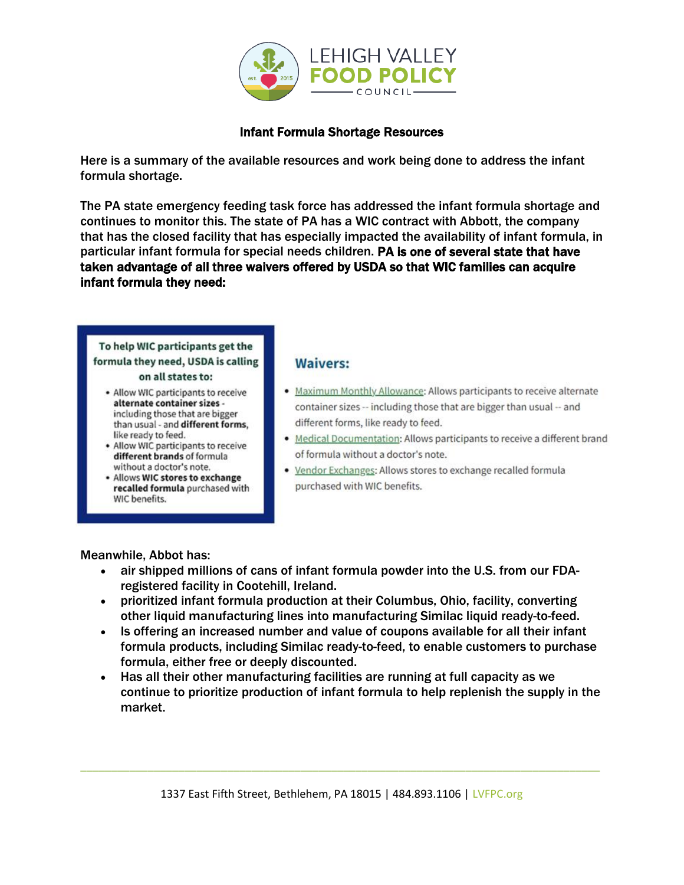LEHIGH VALLEY
**FOOD POLICY**
COUNCIL

## Infant Formula Shortage Resources

Here is a summary of the available resources and work being done to address the infant formula shortage.

The PA state emergency feeding task force has addressed the infant formula shortage and continues to monitor this. The state of PA has a WIC contract with Abbott, the company that has the closed facility that has especially impacted the availability of infant formula, in particular infant formula for special needs children. **PA is one of several state that have taken advantage of all three waivers offered by USDA so that WIC families can acquire infant formula they need:**

**To help WIC participants get the formula they need, USDA is calling on all states to:**

- Allow WIC participants to receive **alternate container sizes** - including those that are bigger than usual - and **different forms**, like ready to feed.
- Allow WIC participants to receive **different brands** of formula without a doctor's note.
- Allows **WIC stores to exchange recalled formula** purchased with WIC benefits.

### Waivers:

- Maximum Monthly Allowance: Allows participants to receive alternate container sizes -- including those that are bigger than usual -- and different forms, like ready to feed.
- Medical Documentation: Allows participants to receive a different brand of formula without a doctor's note.
- Vendor Exchanges: Allows stores to exchange recalled formula purchased with WIC benefits.

Meanwhile, Abbot has:

- air shipped millions of cans of infant formula powder into the U.S. from our FDA-registered facility in Cootehill, Ireland.
- prioritized infant formula production at their Columbus, Ohio, facility, converting other liquid manufacturing lines into manufacturing Similac liquid ready-to-feed.
- Is offering an increased number and value of coupons available for all their infant formula products, including Similac ready-to-feed, to enable customers to purchase formula, either free or deeply discounted.
- Has all their other manufacturing facilities are running at full capacity as we continue to prioritize production of infant formula to help replenish the supply in the market.

1337 East Fifth Street, Bethlehem, PA 18015 | 484.893.1106 | LVFPC.org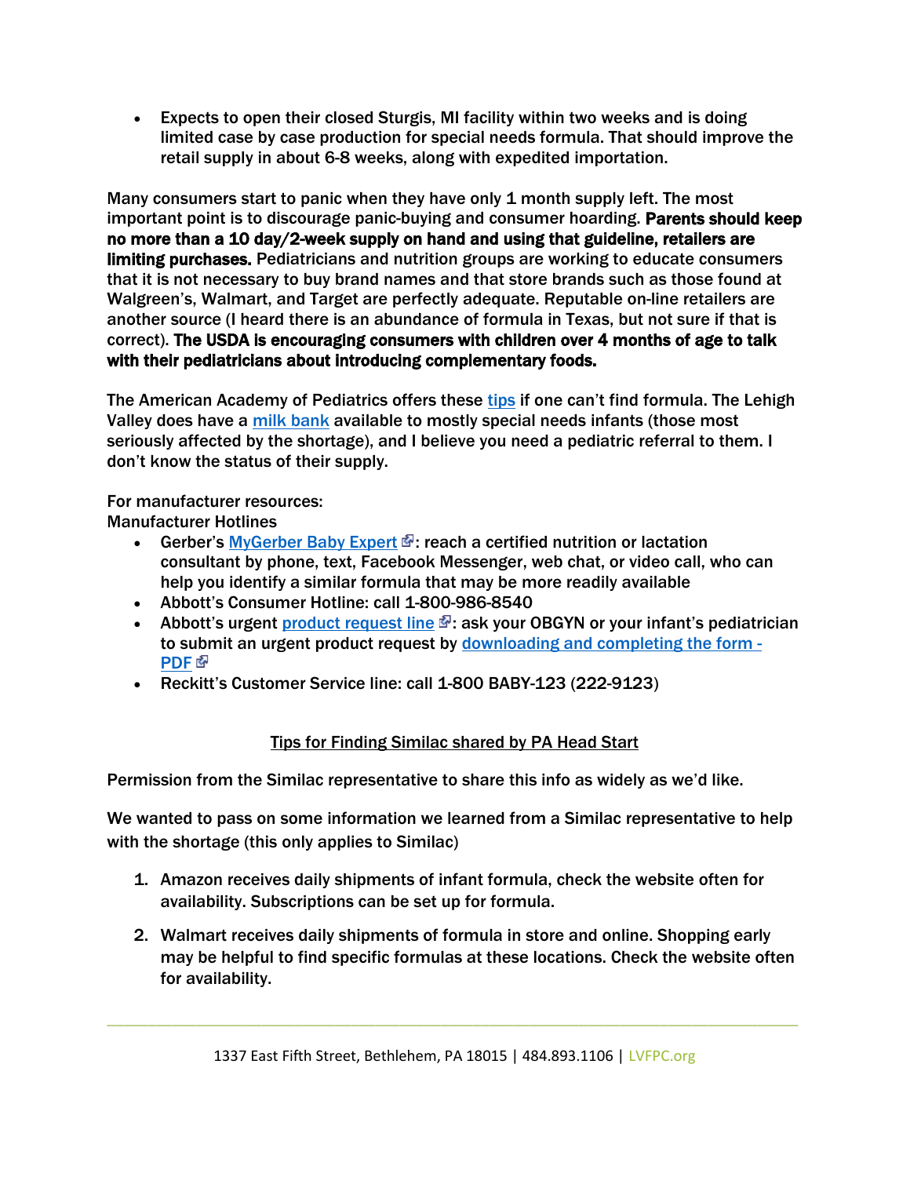- Expects to open their closed Sturgis, MI facility within two weeks and is doing limited case by case production for special needs formula. That should improve the retail supply in about 6-8 weeks, along with expedited importation.

Many consumers start to panic when they have only 1 month supply left. The most important point is to discourage panic-buying and consumer hoarding. **Parents should keep no more than a 10 day/2-week supply on hand and using that guideline, retailers are limiting purchases.** Pediatricians and nutrition groups are working to educate consumers that it is not necessary to buy brand names and that store brands such as those found at Walgreen's, Walmart, and Target are perfectly adequate. Reputable on-line retailers are another source (I heard there is an abundance of formula in Texas, but not sure if that is correct). **The USDA is encouraging consumers with children over 4 months of age to talk with their pediatricians about introducing complementary foods.**

The American Academy of Pediatrics offers these tips if one can't find formula. The Lehigh Valley does have a milk bank available to mostly special needs infants (those most seriously affected by the shortage), and I believe you need a pediatric referral to them. I don't know the status of their supply.

For manufacturer resources:
Manufacturer Hotlines

- Gerber's MyGerber Baby Expert: reach a certified nutrition or lactation consultant by phone, text, Facebook Messenger, web chat, or video call, who can help you identify a similar formula that may be more readily available
- Abbott's Consumer Hotline: call 1-800-986-8540
- Abbott's urgent product request line: ask your OBGYN or your infant's pediatrician to submit an urgent product request by downloading and completing the form - PDF
- Reckitt's Customer Service line: call 1-800 BABY-123 (222-9123)

## Tips for Finding Similac shared by PA Head Start

Permission from the Similac representative to share this info as widely as we'd like.

We wanted to pass on some information we learned from a Similac representative to help with the shortage (this only applies to Similac)

1. Amazon receives daily shipments of infant formula, check the website often for availability. Subscriptions can be set up for formula.

2. Walmart receives daily shipments of formula in store and online. Shopping early may be helpful to find specific formulas at these locations. Check the website often for availability.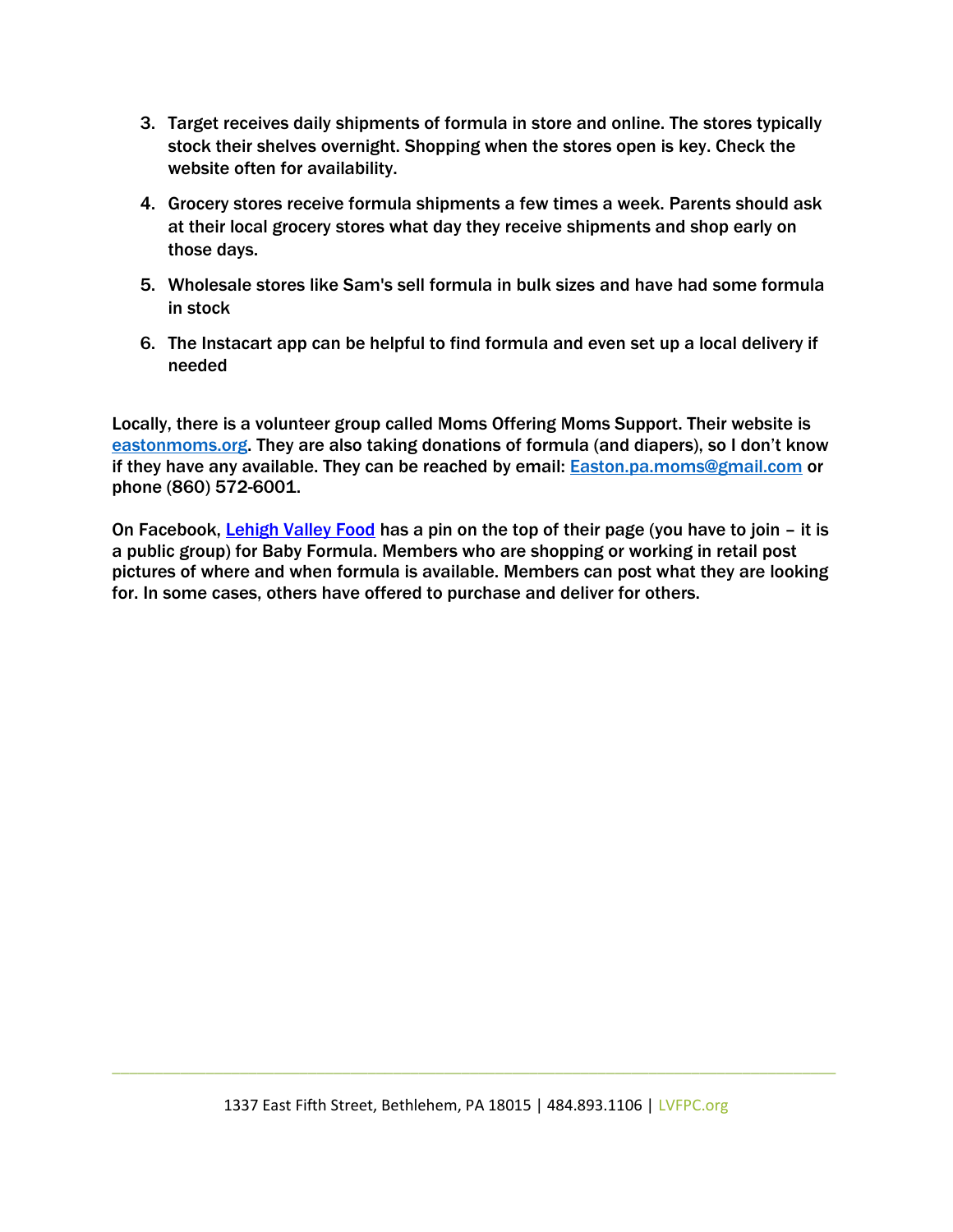3. Target receives daily shipments of formula in store and online. The stores typically stock their shelves overnight. Shopping when the stores open is key. Check the website often for availability.
4. Grocery stores receive formula shipments a few times a week. Parents should ask at their local grocery stores what day they receive shipments and shop early on those days.
5. Wholesale stores like Sam's sell formula in bulk sizes and have had some formula in stock
6. The Instacart app can be helpful to find formula and even set up a local delivery if needed

Locally, there is a volunteer group called Moms Offering Moms Support. Their website is eastonmoms.org. They are also taking donations of formula (and diapers), so I don't know if they have any available. They can be reached by email: Easton.pa.moms@gmail.com or phone (860) 572-6001.

On Facebook, Lehigh Valley Food has a pin on the top of their page (you have to join – it is a public group) for Baby Formula. Members who are shopping or working in retail post pictures of where and when formula is available. Members can post what they are looking for. In some cases, others have offered to purchase and deliver for others.